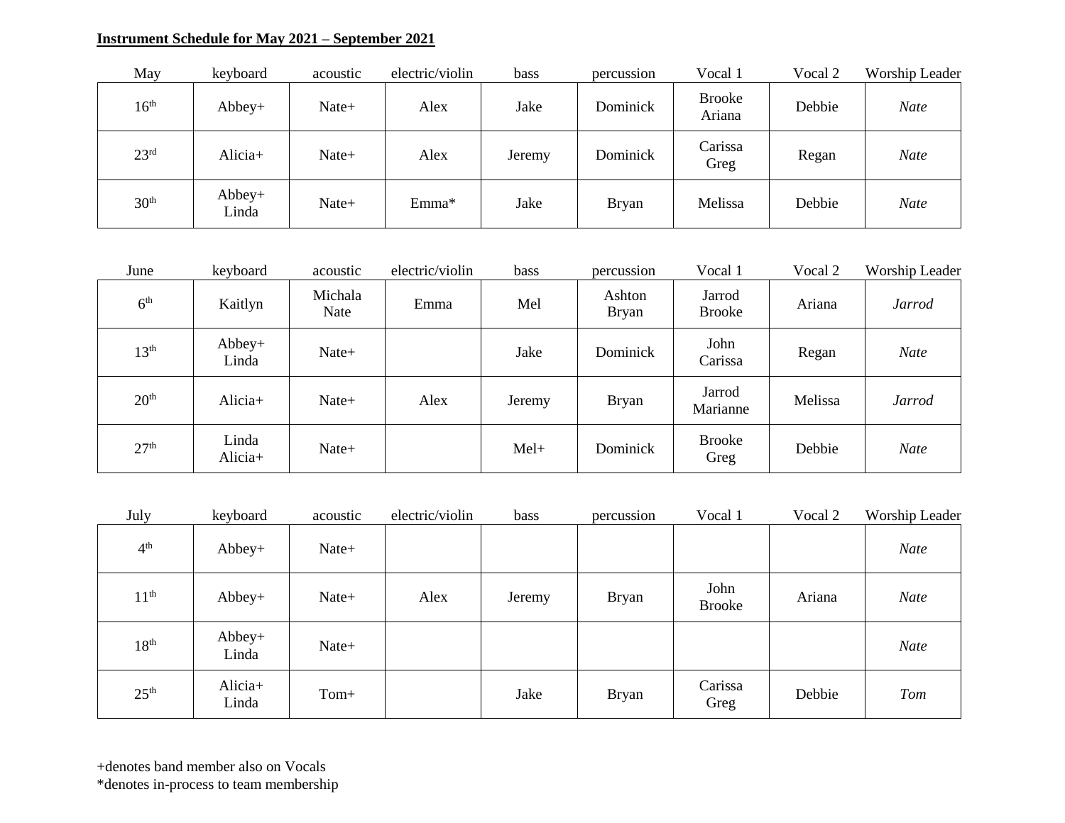**Instrument Schedule for May 2021 – September 2021**

| May | keyboard | acoustic | electric/violin | bass | percussion | Vocal 1 | Vocal 2 | Worship Leader |
|---|---|---|---|---|---|---|---|---|
| 16th | Abbey+ | Nate+ | Alex | Jake | Dominick | Brooke Ariana | Debbie | *Nate* |
| 23rd | Alicia+ | Nate+ | Alex | Jeremy | Dominick | Carissa Greg | Regan | *Nate* |
| 30th | Abbey+ Linda | Nate+ | Emma* | Jake | Bryan | Melissa | Debbie | *Nate* |

| June | keyboard | acoustic | electric/violin | bass | percussion | Vocal 1 | Vocal 2 | Worship Leader |
|---|---|---|---|---|---|---|---|---|
| 6th | Kaitlyn | Michala Nate | Emma | Mel | Ashton Bryan | Jarrod Brooke | Ariana | *Jarrod* |
| 13th | Abbey+ Linda | Nate+ | | Jake | Dominick | John Carissa | Regan | *Nate* |
| 20th | Alicia+ | Nate+ | Alex | Jeremy | Bryan | Jarrod Marianne | Melissa | *Jarrod* |
| 27th | Linda Alicia+ | Nate+ | | Mel+ | Dominick | Brooke Greg | Debbie | *Nate* |

| July | keyboard | acoustic | electric/violin | bass | percussion | Vocal 1 | Vocal 2 | Worship Leader |
|---|---|---|---|---|---|---|---|---|
| 4th | Abbey+ | Nate+ | | | | | | *Nate* |
| 11th | Abbey+ | Nate+ | Alex | Jeremy | Bryan | John Brooke | Ariana | *Nate* |
| 18th | Abbey+ Linda | Nate+ | | | | | | *Nate* |
| 25th | Alicia+ Linda | Tom+ | | Jake | Bryan | Carissa Greg | Debbie | *Tom* |

+denotes band member also on Vocals
*denotes in-process to team membership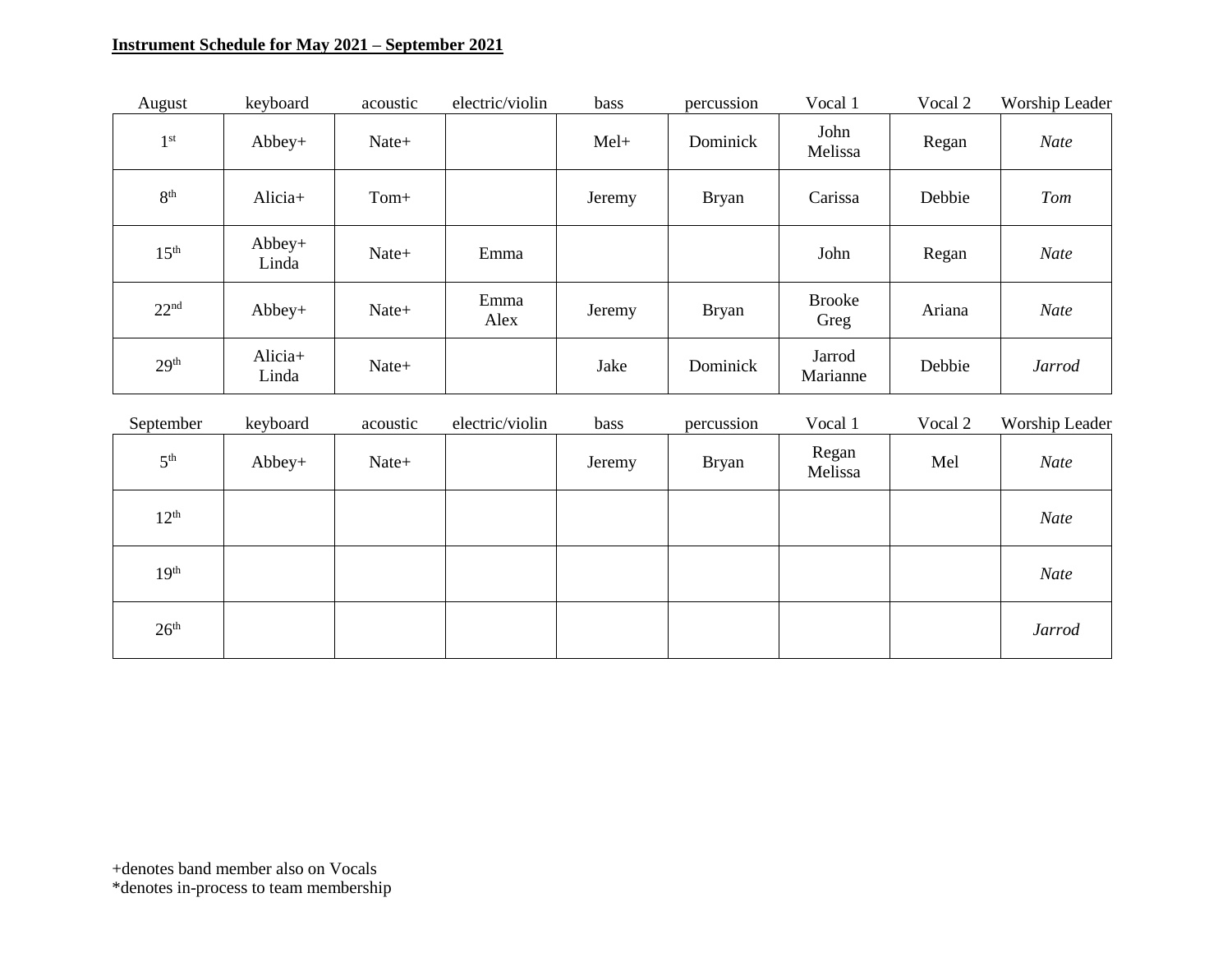**Instrument Schedule for May 2021 – September 2021**

| August | keyboard | acoustic | electric/violin | bass | percussion | Vocal 1 | Vocal 2 | Worship Leader |
|---|---|---|---|---|---|---|---|---|
| 1st | Abbey+ | Nate+ | | Mel+ | Dominick | John Melissa | Regan | *Nate* |
| 8th | Alicia+ | Tom+ | | Jeremy | Bryan | Carissa | Debbie | *Tom* |
| 15th | Abbey+ Linda | Nate+ | Emma | | | John | Regan | *Nate* |
| 22nd | Abbey+ | Nate+ | Emma Alex | Jeremy | Bryan | Brooke Greg | Ariana | *Nate* |
| 29th | Alicia+ Linda | Nate+ | | Jake | Dominick | Jarrod Marianne | Debbie | *Jarrod* |

| September | keyboard | acoustic | electric/violin | bass | percussion | Vocal 1 | Vocal 2 | Worship Leader |
|---|---|---|---|---|---|---|---|---|
| 5th | Abbey+ | Nate+ | | Jeremy | Bryan | Regan Melissa | Mel | *Nate* |
| 12th | | | | | | | | *Nate* |
| 19th | | | | | | | | *Nate* |
| 26th | | | | | | | | *Jarrod* |

+denotes band member also on Vocals
*denotes in-process to team membership